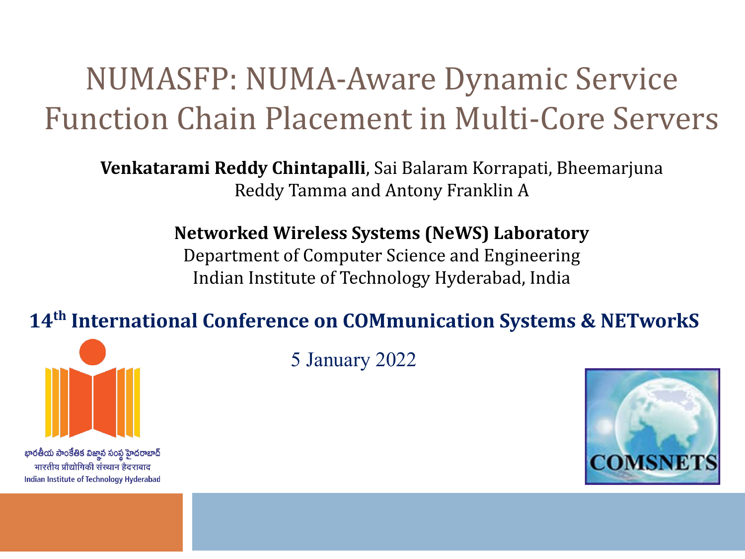# NUMASFP: NUMA-Aware Dynamic Service Function Chain Placement in Multi-Core Servers

**Venkatarami Reddy Chintapalli**, Sai Balaram Korrapati, Bheemarjuna Reddy Tamma and Antony Franklin A

**Networked Wireless Systems (NeWS) Laboratory**
Department of Computer Science and Engineering
Indian Institute of Technology Hyderabad, India

**14th International Conference on COMmunication Systems & NETworkS**

5 January 2022

భారతీయ సాంకేతిక విజ్ఞాన సంస్థ హైదరాబాద్
भारतीय प्रौद्योगिकी संस्थान हैदराबाद
Indian Institute of Technology Hyderabad

COMSNETS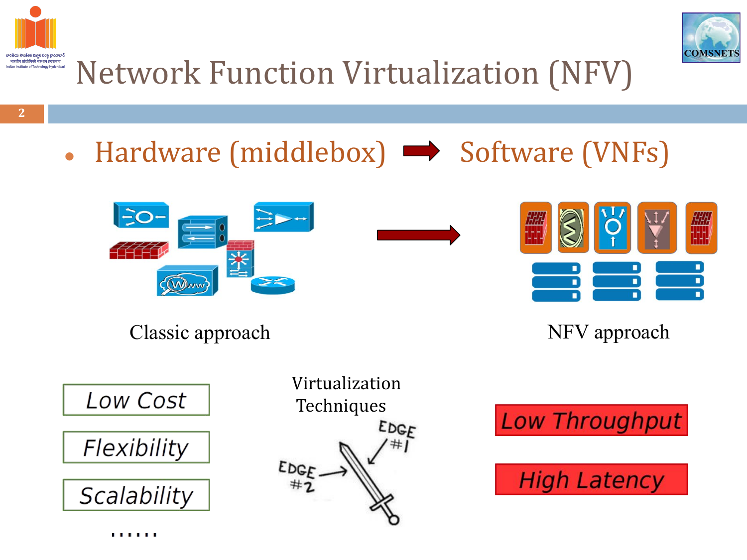# Network Function Virtualization (NFV)

- Hardware (middlebox) ➡ Software (VNFs)

Classic approach

NFV approach

Low Cost

Flexibility

Scalability

......

Virtualization Techniques

EDGE #1

EDGE #2

Low Throughput

High Latency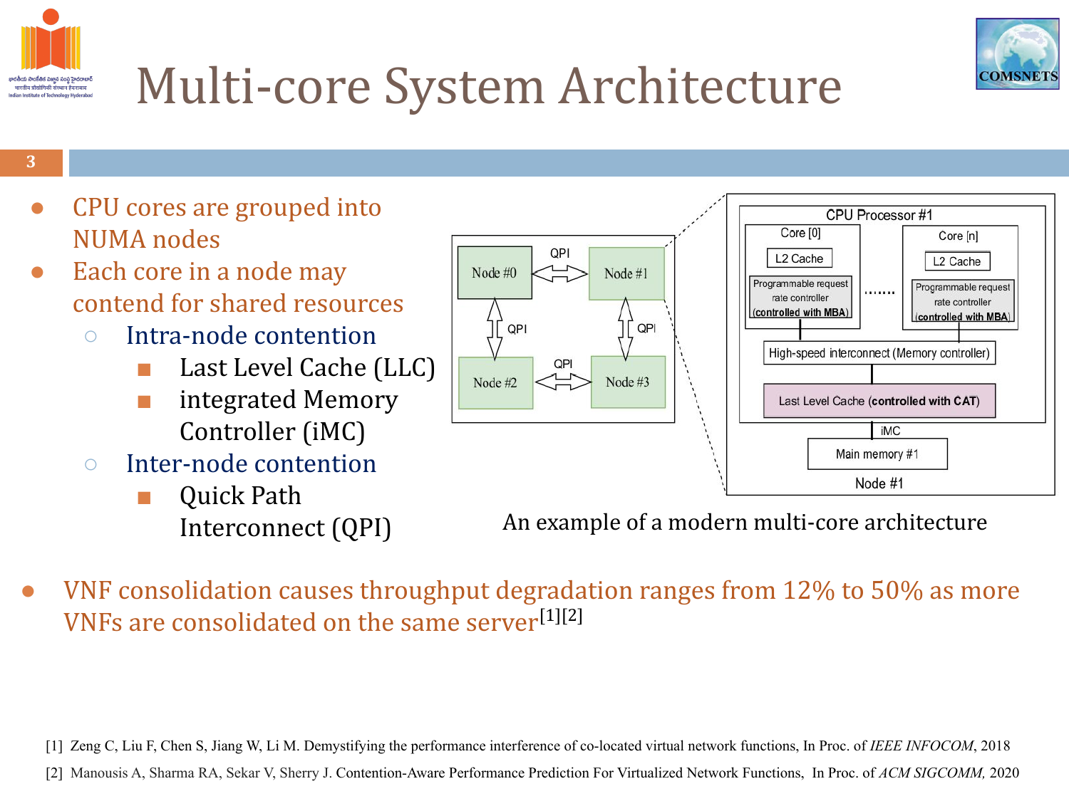# Multi-core System Architecture

- CPU cores are grouped into NUMA nodes
- Each core in a node may contend for shared resources
  - Intra-node contention
    - Last Level Cache (LLC)
    - integrated Memory Controller (iMC)
  - Inter-node contention
    - Quick Path Interconnect (QPI)

An example of a modern multi-core architecture

- VNF consolidation causes throughput degradation ranges from 12% to 50% as more VNFs are consolidated on the same server[1][2]

[1] Zeng C, Liu F, Chen S, Jiang W, Li M. Demystifying the performance interference of co-located virtual network functions, In Proc. of *IEEE INFOCOM*, 2018

[2] Manousis A, Sharma RA, Sekar V, Sherry J. Contention-Aware Performance Prediction For Virtualized Network Functions, In Proc. of *ACM SIGCOMM,* 2020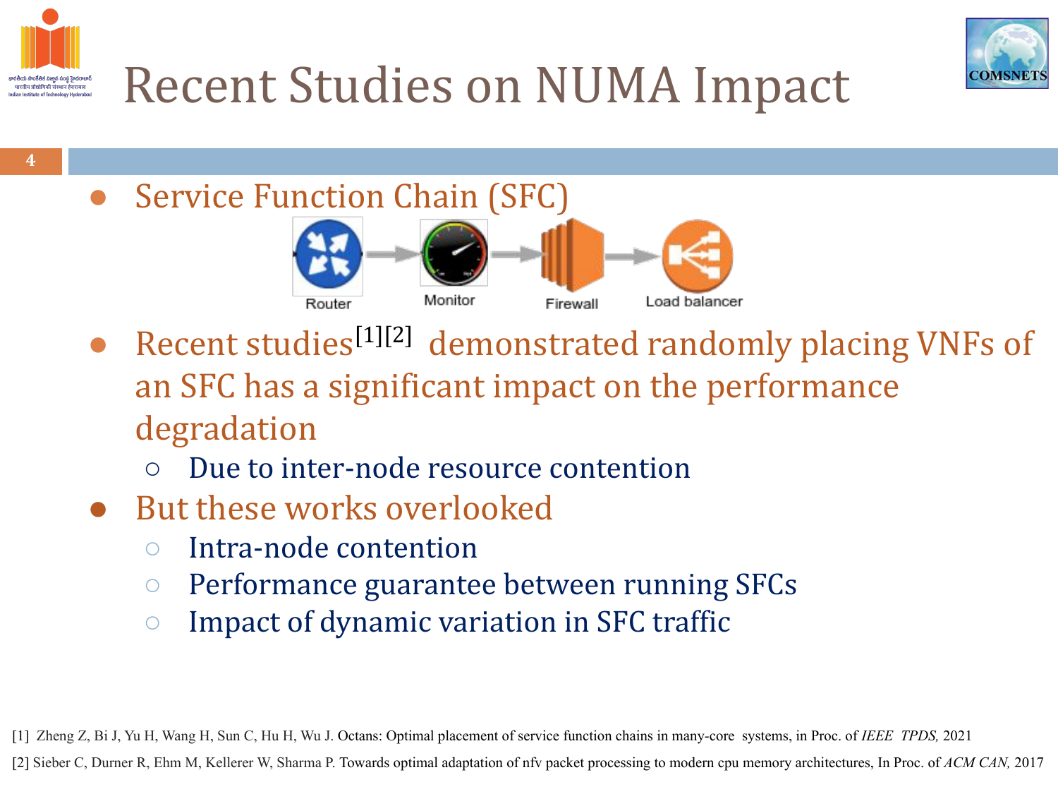# Recent Studies on NUMA Impact

- Service Function Chain (SFC)

  Router → Monitor → Firewall → Load balancer

- Recent studies[1][2] demonstrated randomly placing VNFs of an SFC has a significant impact on the performance degradation
  - Due to inter-node resource contention
- But these works overlooked
  - Intra-node contention
  - Performance guarantee between running SFCs
  - Impact of dynamic variation in SFC traffic

[1] Zheng Z, Bi J, Yu H, Wang H, Sun C, Hu H, Wu J. Octans: Optimal placement of service function chains in many-core systems, in Proc. of *IEEE TPDS,* 2021

[2] Sieber C, Durner R, Ehm M, Kellerer W, Sharma P. Towards optimal adaptation of nfv packet processing to modern cpu memory architectures, In Proc. of *ACM CAN,* 2017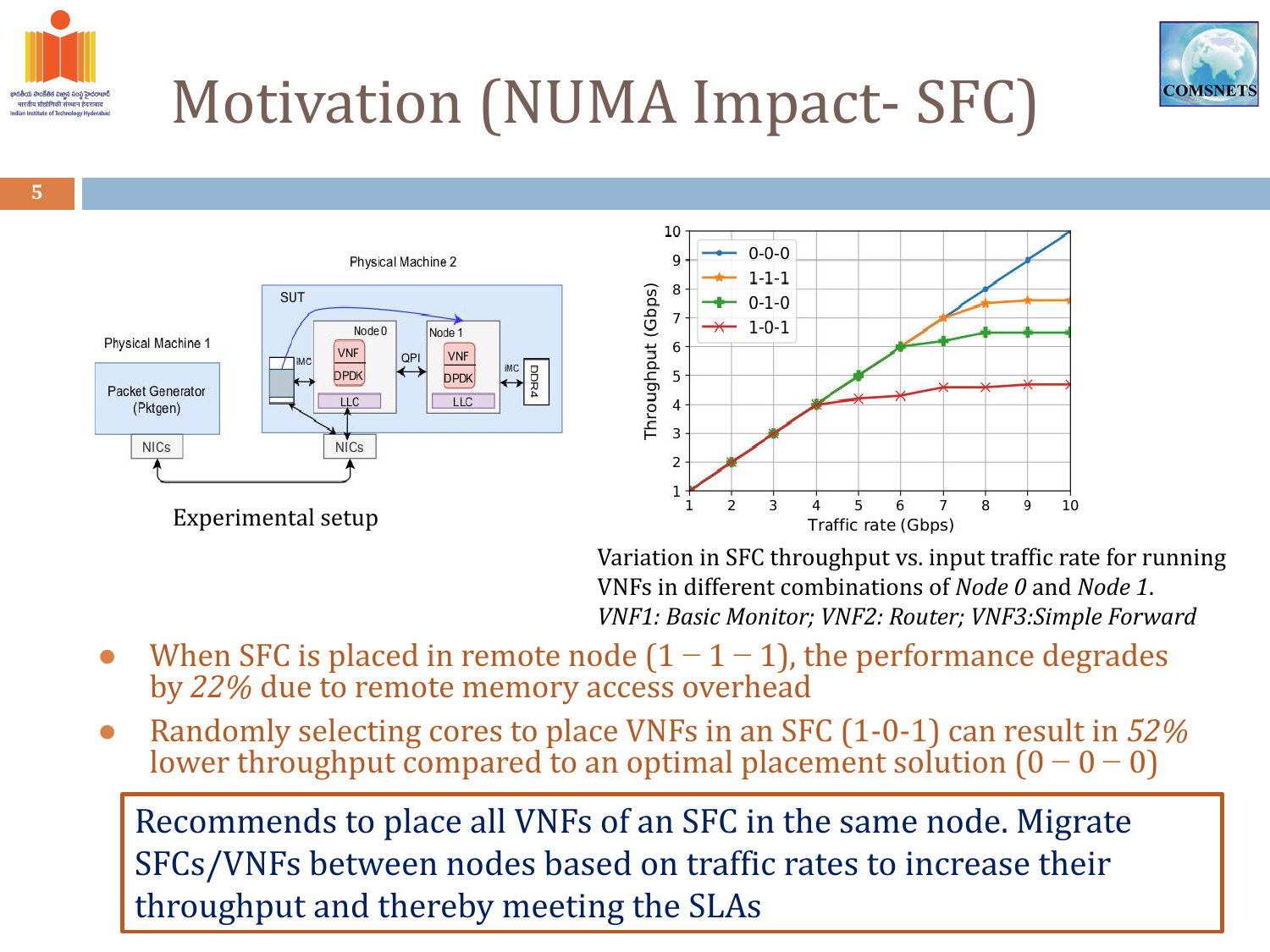# Motivation (NUMA Impact- SFC)

Experimental setup

Variation in SFC throughput vs. input traffic rate for running VNFs in different combinations of *Node 0* and *Node 1*.
*VNF1: Basic Monitor; VNF2: Router; VNF3:Simple Forward*

- When SFC is placed in remote node $(1-1-1)$, the performance degrades by *22%* due to remote memory access overhead
- Randomly selecting cores to place VNFs in an SFC (1-0-1) can result in *52%* lower throughput compared to an optimal placement solution $(0-0-0)$

Recommends to place all VNFs of an SFC in the same node. Migrate SFCs/VNFs between nodes based on traffic rates to increase their throughput and thereby meeting the SLAs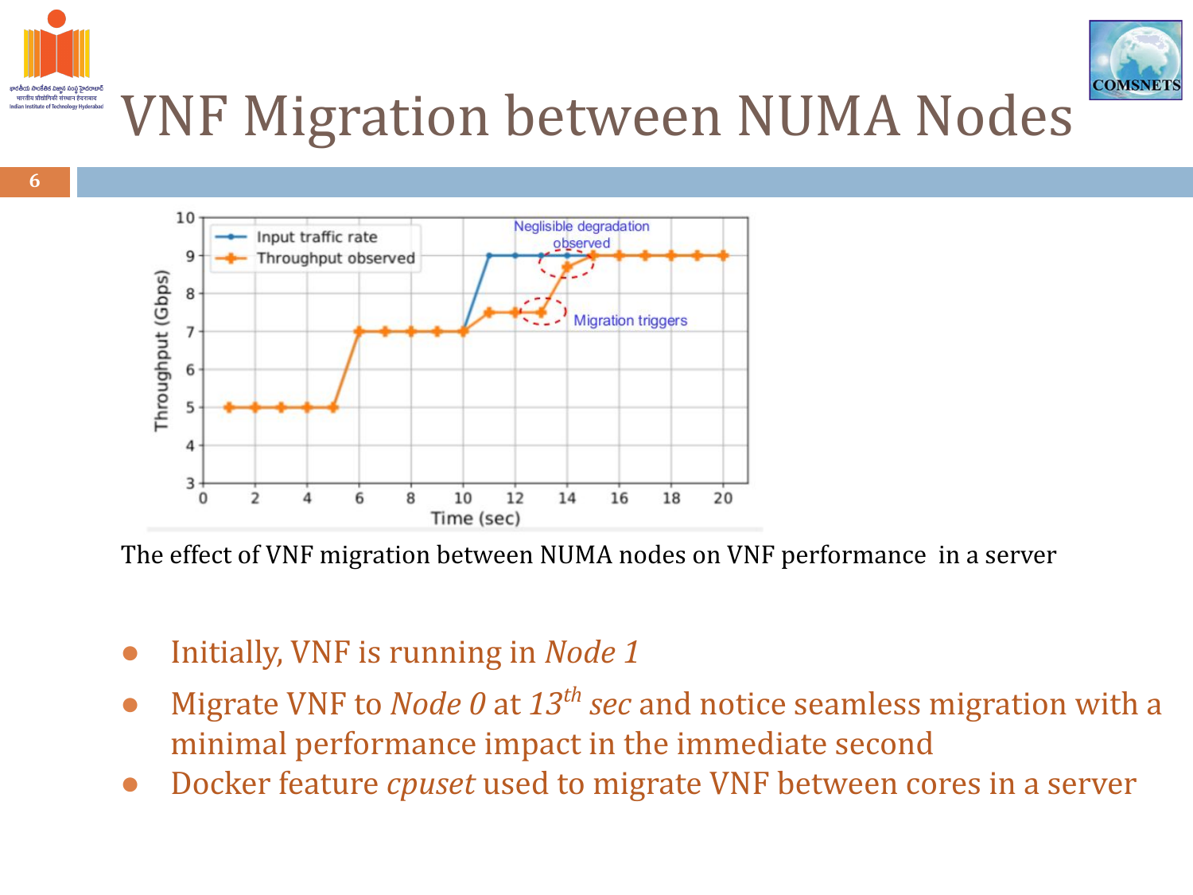# VNF Migration between NUMA Nodes

The effect of VNF migration between NUMA nodes on VNF performance in a server

- Initially, VNF is running in *Node 1*
- Migrate VNF to *Node 0* at *13th sec* and notice seamless migration with a minimal performance impact in the immediate second
- Docker feature *cpuset* used to migrate VNF between cores in a server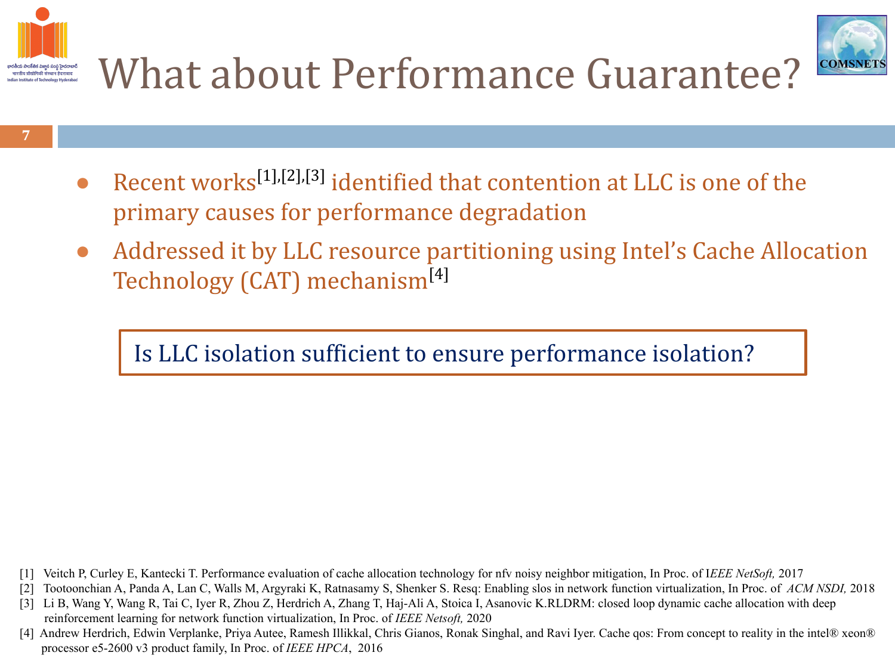# What about Performance Guarantee?

- Recent works[1],[2],[3] identified that contention at LLC is one of the primary causes for performance degradation
- Addressed it by LLC resource partitioning using Intel's Cache Allocation Technology (CAT) mechanism[4]

Is LLC isolation sufficient to ensure performance isolation?

[1] Veitch P, Curley E, Kantecki T. Performance evaluation of cache allocation technology for nfv noisy neighbor mitigation, In Proc. of I*EEE NetSoft,* 2017

[2] Tootoonchian A, Panda A, Lan C, Walls M, Argyraki K, Ratnasamy S, Shenker S. Resq: Enabling slos in network function virtualization, In Proc. of *ACM NSDI,* 2018

[3] Li B, Wang Y, Wang R, Tai C, Iyer R, Zhou Z, Herdrich A, Zhang T, Haj-Ali A, Stoica I, Asanovic K.RLDRM: closed loop dynamic cache allocation with deep reinforcement learning for network function virtualization, In Proc. of *IEEE Netsoft,* 2020

[4] Andrew Herdrich, Edwin Verplanke, Priya Autee, Ramesh Illikkal, Chris Gianos, Ronak Singhal, and Ravi Iyer. Cache qos: From concept to reality in the intel® xeon® processor e5-2600 v3 product family, In Proc. of *IEEE HPCA*, 2016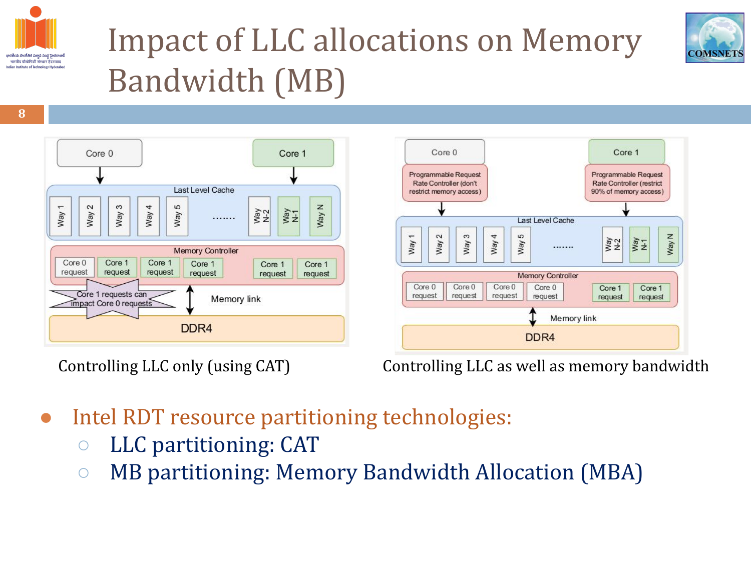# Impact of LLC allocations on Memory Bandwidth (MB)

Controlling LLC only (using CAT)

Controlling LLC as well as memory bandwidth

- Intel RDT resource partitioning technologies:
  - LLC partitioning: CAT
  - MB partitioning: Memory Bandwidth Allocation (MBA)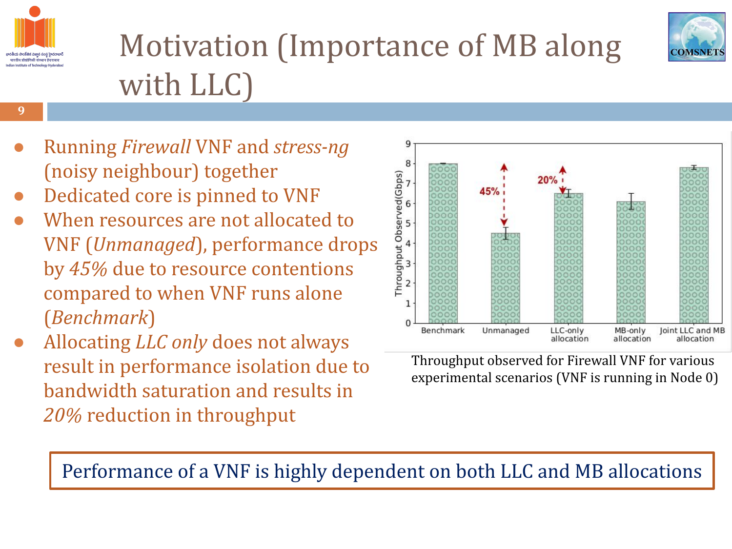# Motivation (Importance of MB along with LLC)

- Running *Firewall* VNF and *stress-ng* (noisy neighbour) together
- Dedicated core is pinned to VNF
- When resources are not allocated to VNF (*Unmanaged*), performance drops by *45%* due to resource contentions compared to when VNF runs alone (*Benchmark*)
- Allocating *LLC only* does not always result in performance isolation due to bandwidth saturation and results in *20%* reduction in throughput

Throughput observed for Firewall VNF for various experimental scenarios (VNF is running in Node 0)

Performance of a VNF is highly dependent on both LLC and MB allocations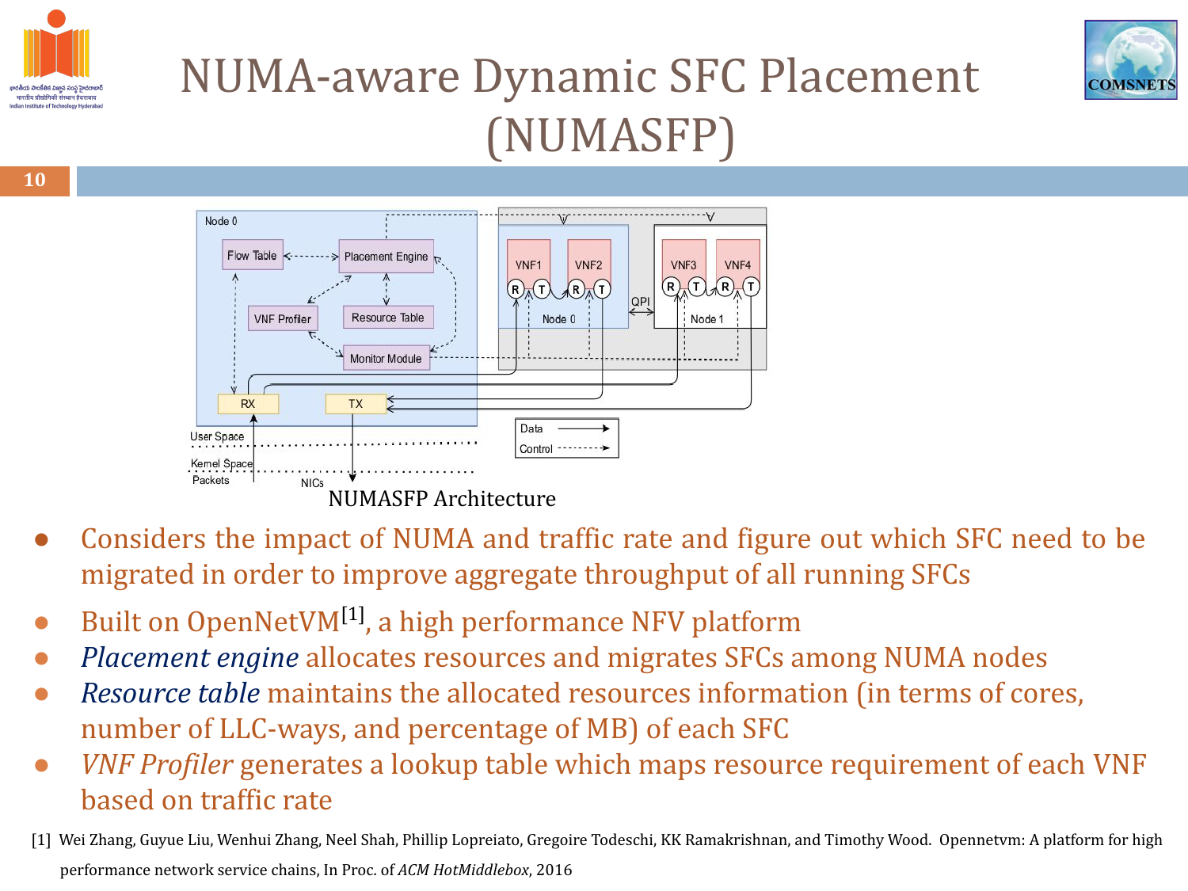# NUMA-aware Dynamic SFC Placement (NUMASFP)

NUMASFP Architecture

- Considers the impact of NUMA and traffic rate and figure out which SFC need to be migrated in order to improve aggregate throughput of all running SFCs
- Built on OpenNetVM[1], a high performance NFV platform
- *Placement engine* allocates resources and migrates SFCs among NUMA nodes
- *Resource table* maintains the allocated resources information (in terms of cores, number of LLC-ways, and percentage of MB) of each SFC
- *VNF Profiler* generates a lookup table which maps resource requirement of each VNF based on traffic rate

[1] Wei Zhang, Guyue Liu, Wenhui Zhang, Neel Shah, Phillip Lopreiato, Gregoire Todeschi, KK Ramakrishnan, and Timothy Wood. Opennetvm: A platform for high performance network service chains, In Proc. of *ACM HotMiddlebox*, 2016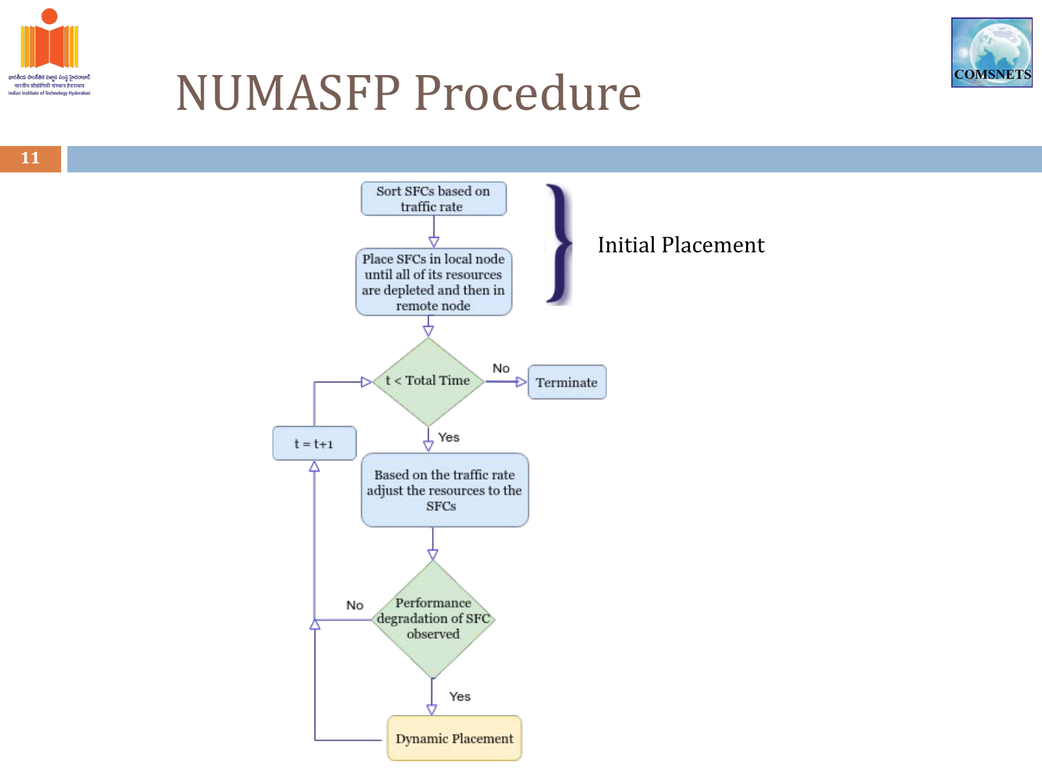# NUMASFP Procedure

**Initial Placement:**

1. Sort SFCs based on traffic rate
2. Place SFCs in local node until all of its resources are depleted and then in remote node

**Loop:**

- t < Total Time?
  - No → Terminate
  - Yes → Based on the traffic rate adjust the resources to the SFCs
    - Performance degradation of SFC observed?
      - Yes → Dynamic Placement → t = t+1
      - No → t = t+1
    - Return to "t < Total Time?"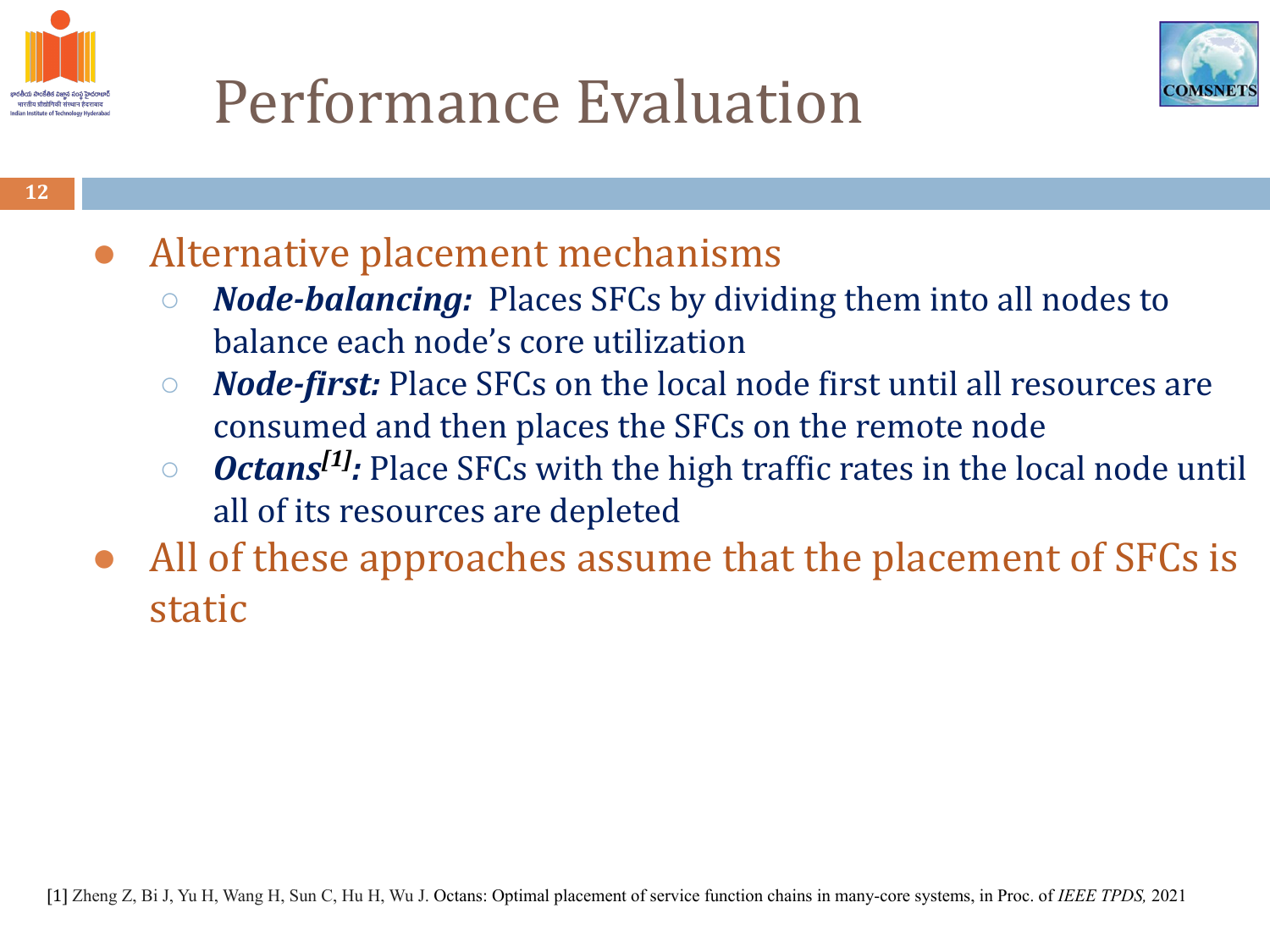# Performance Evaluation

- Alternative placement mechanisms
  - ***Node-balancing:*** Places SFCs by dividing them into all nodes to balance each node's core utilization
  - ***Node-first:*** Place SFCs on the local node first until all resources are consumed and then places the SFCs on the remote node
  - ***Octans[1]:*** Place SFCs with the high traffic rates in the local node until all of its resources are depleted
- All of these approaches assume that the placement of SFCs is static

[1] Zheng Z, Bi J, Yu H, Wang H, Sun C, Hu H, Wu J. Octans: Optimal placement of service function chains in many-core systems, in Proc. of *IEEE TPDS,* 2021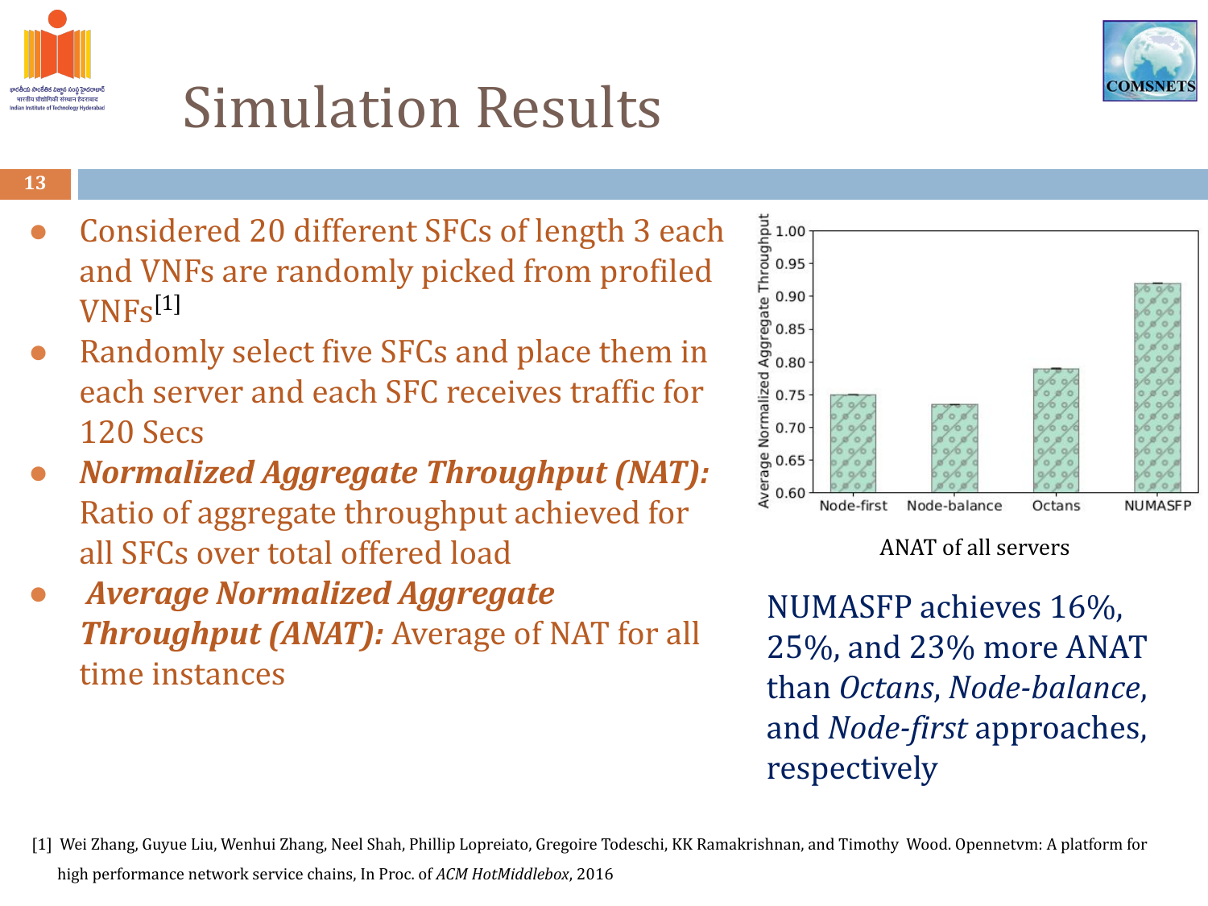# Simulation Results

- Considered 20 different SFCs of length 3 each and VNFs are randomly picked from profiled VNFs[1]
- Randomly select five SFCs and place them in each server and each SFC receives traffic for 120 Secs
- ***Normalized Aggregate Throughput (NAT):*** Ratio of aggregate throughput achieved for all SFCs over total offered load
- ***Average Normalized Aggregate Throughput (ANAT):*** Average of NAT for all time instances

ANAT of all servers

NUMASFP achieves 16%, 25%, and 23% more ANAT than *Octans*, *Node-balance*, and *Node-first* approaches, respectively

[1] Wei Zhang, Guyue Liu, Wenhui Zhang, Neel Shah, Phillip Lopreiato, Gregoire Todeschi, KK Ramakrishnan, and Timothy Wood. Opennetvm: A platform for high performance network service chains, In Proc. of *ACM HotMiddlebox*, 2016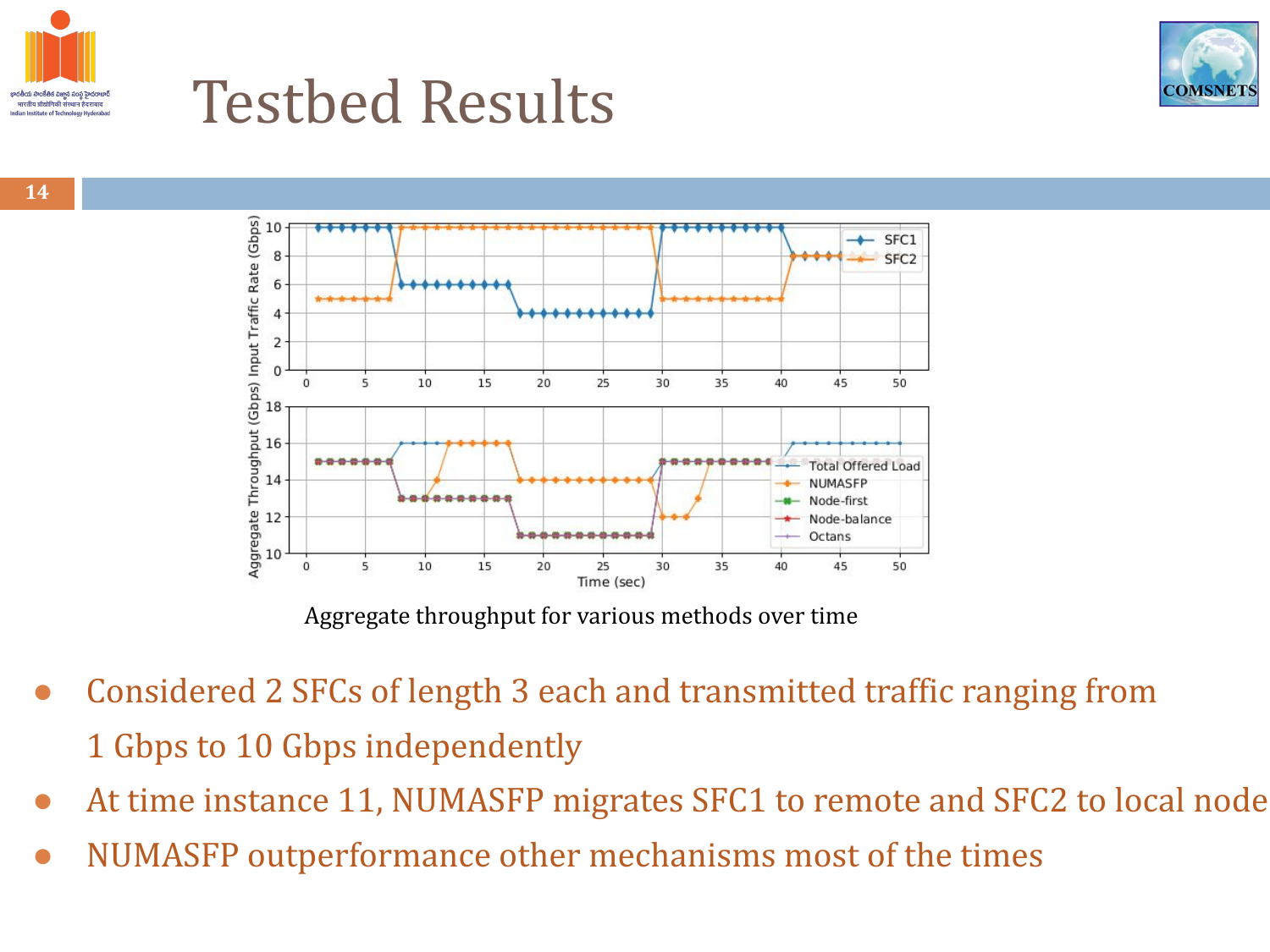# Testbed Results

Aggregate throughput for various methods over time

- Considered 2 SFCs of length 3 each and transmitted traffic ranging from 1 Gbps to 10 Gbps independently
- At time instance 11, NUMASFP migrates SFC1 to remote and SFC2 to local node
- NUMASFP outperformance other mechanisms most of the times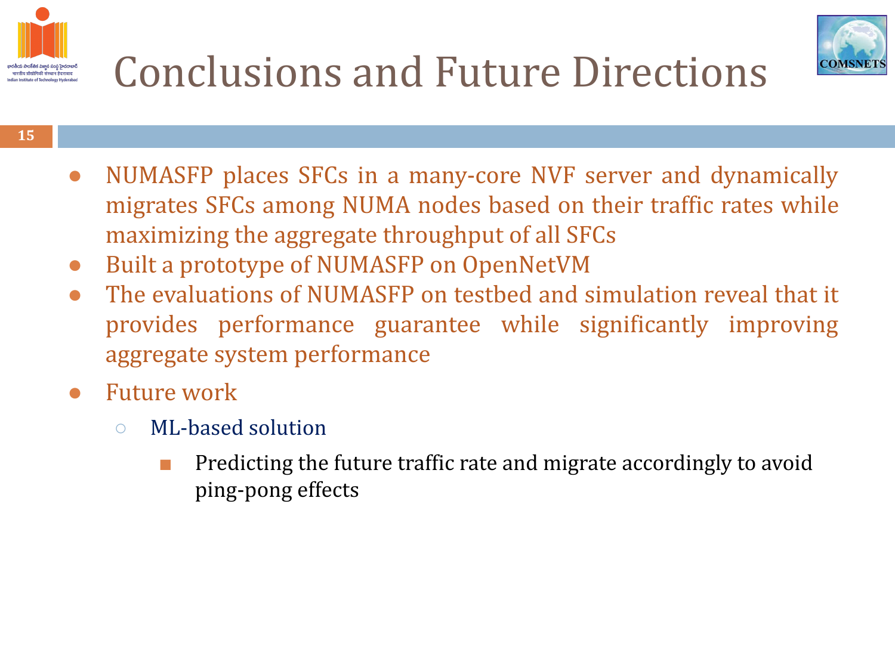# Conclusions and Future Directions

- NUMASFP places SFCs in a many-core NVF server and dynamically migrates SFCs among NUMA nodes based on their traffic rates while maximizing the aggregate throughput of all SFCs
- Built a prototype of NUMASFP on OpenNetVM
- The evaluations of NUMASFP on testbed and simulation reveal that it provides performance guarantee while significantly improving aggregate system performance
- Future work
  - ML-based solution
    - Predicting the future traffic rate and migrate accordingly to avoid ping-pong effects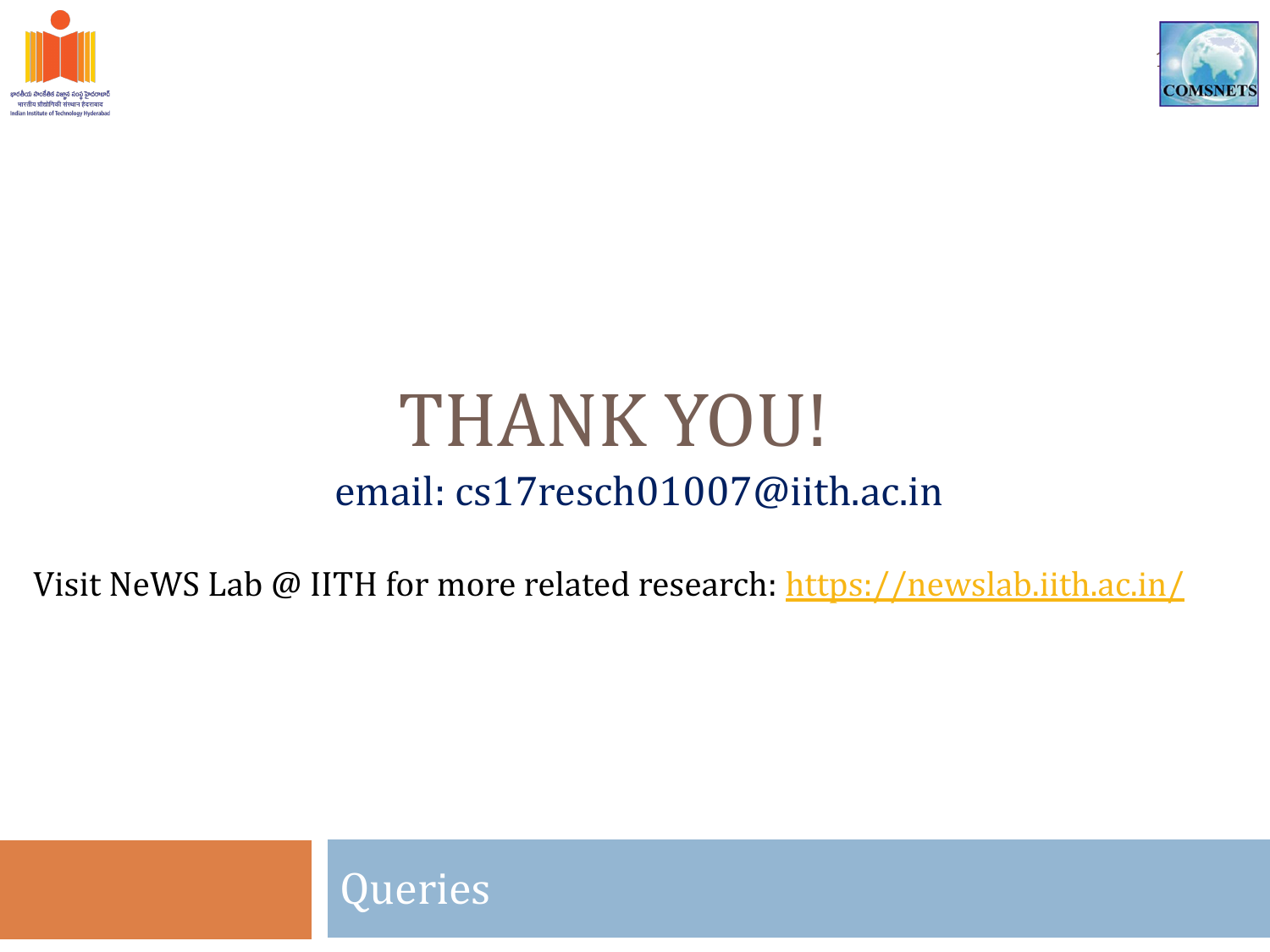# THANK YOU!

email: cs17resch01007@iith.ac.in

Visit NeWS Lab @ IITH for more related research: https://newslab.iith.ac.in/

Queries